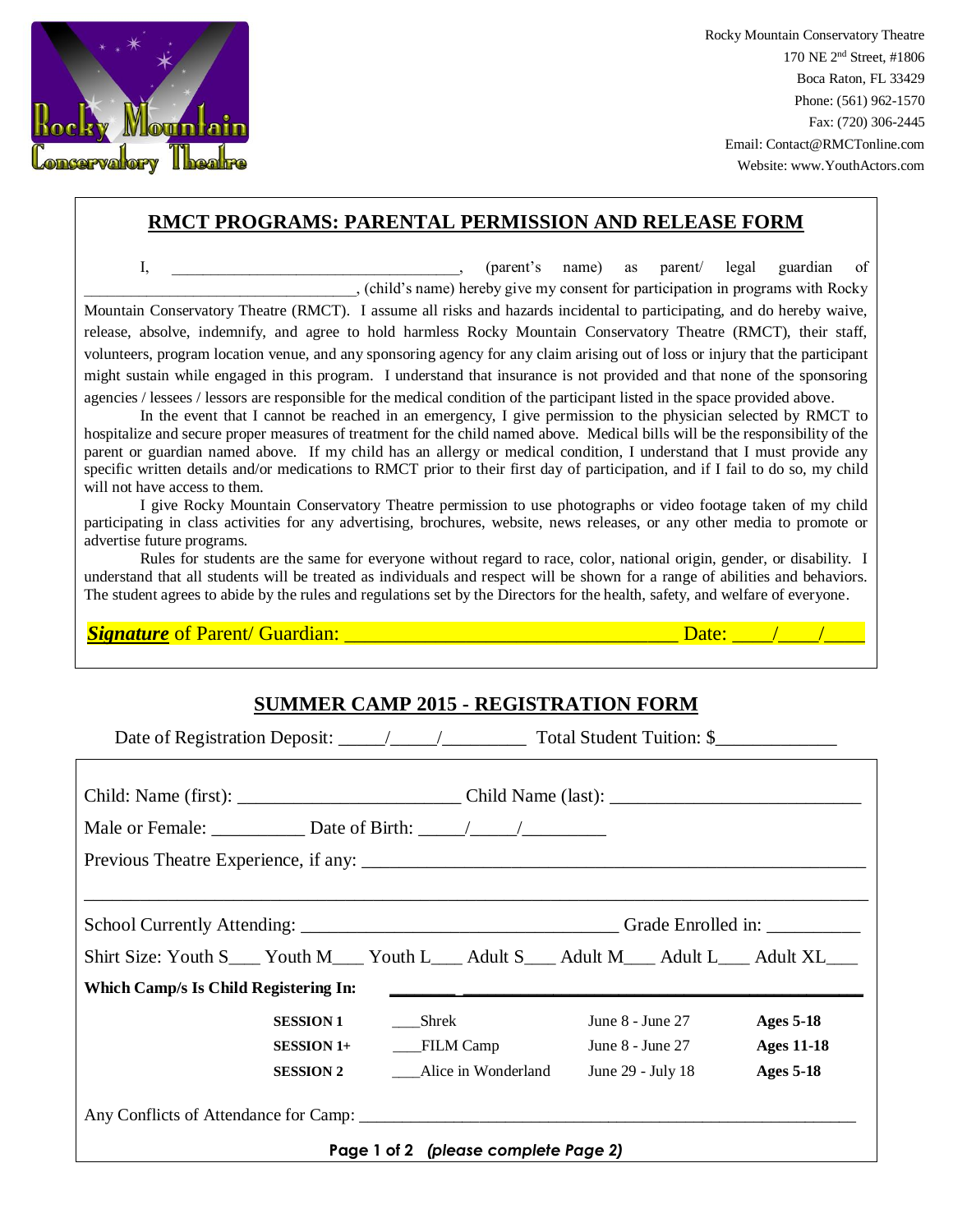Rocky Mountain Conservatory Theatre
170 NE 2nd Street, #1806
Boca Raton, FL 33429
Phone: (561) 962-1570
Fax: (720) 306-2445
Email: Contact@RMCTonline.com
Website: www.YouthActors.com

## RMCT PROGRAMS: PARENTAL PERMISSION AND RELEASE FORM

I, ___________________________________, (parent's name) as parent/ legal guardian of _________________________________, (child's name) hereby give my consent for participation in programs with Rocky Mountain Conservatory Theatre (RMCT). I assume all risks and hazards incidental to participating, and do hereby waive, release, absolve, indemnify, and agree to hold harmless Rocky Mountain Conservatory Theatre (RMCT), their staff, volunteers, program location venue, and any sponsoring agency for any claim arising out of loss or injury that the participant might sustain while engaged in this program. I understand that insurance is not provided and that none of the sponsoring agencies / lessees / lessors are responsible for the medical condition of the participant listed in the space provided above.

In the event that I cannot be reached in an emergency, I give permission to the physician selected by RMCT to hospitalize and secure proper measures of treatment for the child named above. Medical bills will be the responsibility of the parent or guardian named above. If my child has an allergy or medical condition, I understand that I must provide any specific written details and/or medications to RMCT prior to their first day of participation, and if I fail to do so, my child will not have access to them.

I give Rocky Mountain Conservatory Theatre permission to use photographs or video footage taken of my child participating in class activities for any advertising, brochures, website, news releases, or any other media to promote or advertise future programs.

Rules for students are the same for everyone without regard to race, color, national origin, gender, or disability. I understand that all students will be treated as individuals and respect will be shown for a range of abilities and behaviors. The student agrees to abide by the rules and regulations set by the Directors for the health, safety, and welfare of everyone.

***Signature*** of Parent/ Guardian: _________________________________ Date: ____/____/____

## SUMMER CAMP 2015 - REGISTRATION FORM

Date of Registration Deposit: _____/_____/_________ Total Student Tuition: $____________

Child: Name (first): _______________________ Child Name (last): __________________________

Male or Female: __________ Date of Birth: _____/_____/_________

Previous Theatre Experience, if any: _____________________________________________________

_______________________________________________________________________________

School Currently Attending: ___________________________________ Grade Enrolled in: __________

Shirt Size: Youth S___ Youth M___ Youth L___ Adult S___ Adult M___ Adult L___ Adult XL___

**Which Camp/s Is Child Registering In:**

| | | | |
|---|---|---|---|
| **SESSION 1** | ___Shrek | June 8 - June 27 | **Ages 5-18** |
| **SESSION 1+** | ___FILM Camp | June 8 - June 27 | **Ages 11-18** |
| **SESSION 2** | ___Alice in Wonderland | June 29 - July 18 | **Ages 5-18** |

Any Conflicts of Attendance for Camp: ___________________________________________________________

**Page 1 of 2** ***(please complete Page 2)***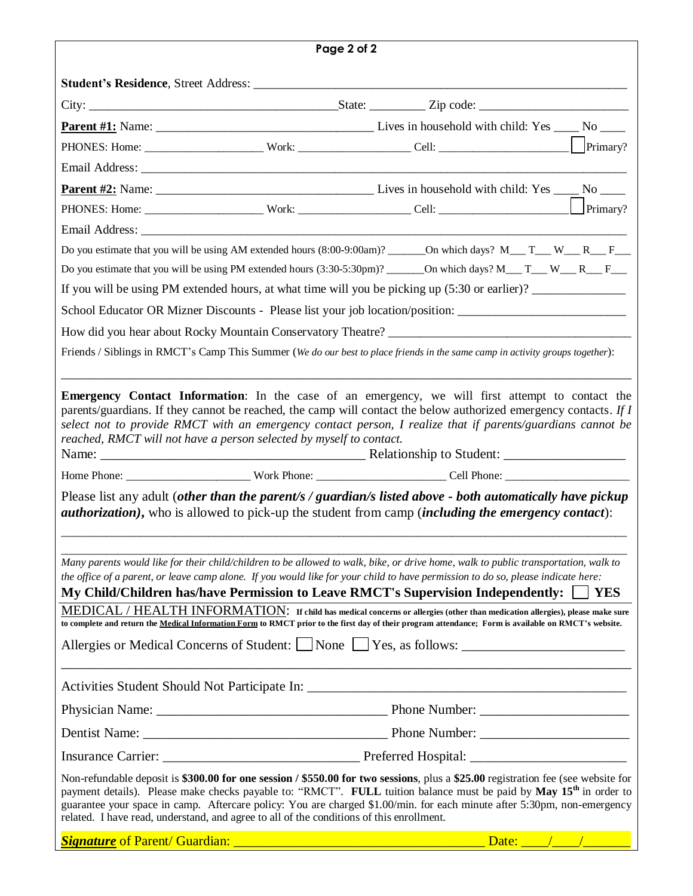**Student's Residence**, Street Address: ______________________________________________

City: ______________________________ State: _________ Zip code: ______________________

**Parent #1:** Name: ______________________________ Lives in household with child: Yes ____ No ____

PHONES: Home: __________________ Work: __________________ Cell: ____________________ ☐ Primary?

Email Address: ______________________________________________________________________

**Parent #2:** Name: ______________________________ Lives in household with child: Yes ____ No ____

PHONES: Home: __________________ Work: __________________ Cell: ____________________ ☐ Primary?

Email Address: ______________________________________________________________________

Do you estimate that you will be using AM extended hours (8:00-9:00am)? _______On which days? M___ T___ W___ R___ F___

Do you estimate that you will be using PM extended hours (3:30-5:30pm)? _______On which days? M___ T___ W___ R___ F___

If you will be using PM extended hours, at what time will you be picking up (5:30 or earlier)? _______________

School Educator OR Mizner Discounts - Please list your job location/position: __________________________

How did you hear about Rocky Mountain Conservatory Theatre? ______________________________________

Friends / Siblings in RMCT's Camp This Summer (*We do our best to place friends in the same camp in activity groups together*):

______________________________________________________________________________

**Emergency Contact Information**: In the case of an emergency, we will first attempt to contact the parents/guardians. If they cannot be reached, the camp will contact the below authorized emergency contacts. *If I select not to provide RMCT with an emergency contact person, I realize that if parents/guardians cannot be reached, RMCT will not have a person selected by myself to contact.*

Name: ________________________________________ Relationship to Student: __________________

Home Phone: ____________________ Work Phone: ____________________ Cell Phone: ____________________

Please list any adult (***other than the parent/s / guardian/s listed above - both automatically have pickup authorization)***, who is allowed to pick-up the student from camp (***including the emergency contact***):

______________________________________________________________________________

______________________________________________________________________________

*Many parents would like for their child/children to be allowed to walk, bike, or drive home, walk to public transportation, walk to the office of a parent, or leave camp alone. If you would like for your child to have permission to do so, please indicate here:*

**My Child/Children has/have Permission to Leave RMCT's Supervision Independently: ☐ YES**

MEDICAL / HEALTH INFORMATION: **If child has medical concerns or allergies (other than medication allergies), please make sure to complete and return the Medical Information Form to RMCT prior to the first day of their program attendance; Form is available on RMCT's website.**

Allergies or Medical Concerns of Student: ☐ None ☐ Yes, as follows: ______________________

______________________________________________________________________________

Activities Student Should Not Participate In: ____________________________________________

Physician Name: ________________________________ Phone Number: ______________________

Dentist Name: __________________________________ Phone Number: ______________________

Insurance Carrier: ____________________________ Preferred Hospital: ______________________

Non-refundable deposit is **$300.00 for one session / $550.00 for two sessions**, plus a **$25.00** registration fee (see website for payment details). Please make checks payable to: "RMCT". **FULL** tuition balance must be paid by **May 15th** in order to guarantee your space in camp. Aftercare policy: You are charged $1.00/min. for each minute after 5:30pm, non-emergency related. I have read, understand, and agree to all of the conditions of this enrollment.

***Signature*** of Parent/ Guardian: ____________________________________ Date: ____/____/_______